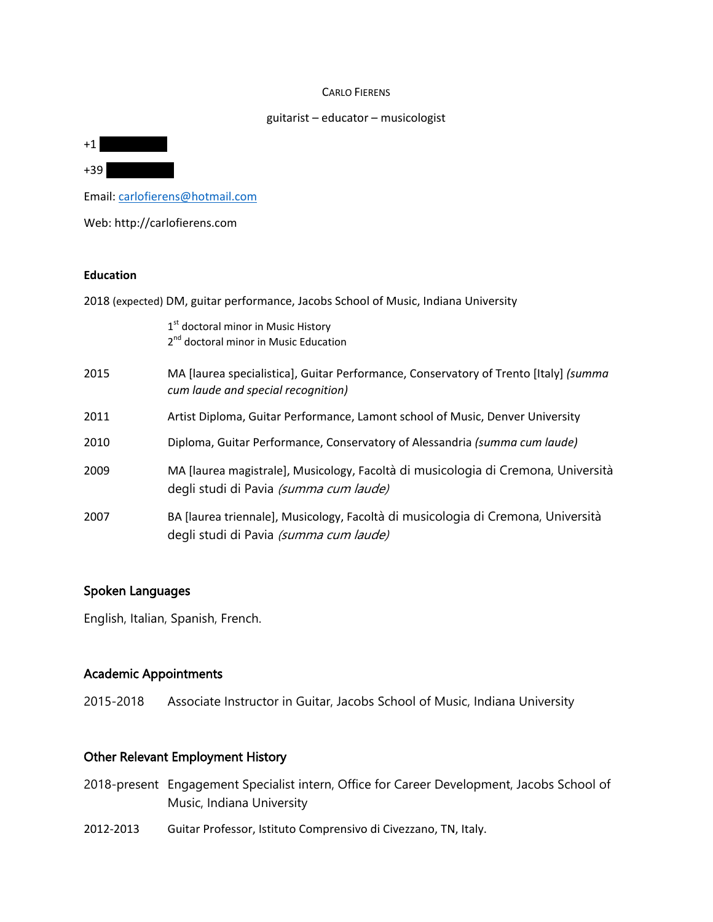CARLO FIERENS

guitarist – educator – musicologist

+1

+39

Email: carlofierens@hotmail.com

Web: http://carlofierens.com

**Education**

2018 (expected) DM, guitar performance, Jacobs School of Music, Indiana University

1st doctoral minor in Music History
2nd doctoral minor in Music Education

2015 MA [laurea specialistica], Guitar Performance, Conservatory of Trento [Italy] *(summa cum laude and special recognition)*

2011 Artist Diploma, Guitar Performance, Lamont school of Music, Denver University

2010 Diploma, Guitar Performance, Conservatory of Alessandria *(summa cum laude)*

2009 MA [laurea magistrale], Musicology, Facoltà di musicologia di Cremona, Università degli studi di Pavia *(summa cum laude)*

2007 BA [laurea triennale], Musicology, Facoltà di musicologia di Cremona, Università degli studi di Pavia *(summa cum laude)*

## Spoken Languages

English, Italian, Spanish, French.

## Academic Appointments

2015-2018 Associate Instructor in Guitar, Jacobs School of Music, Indiana University

## Other Relevant Employment History

2018-present Engagement Specialist intern, Office for Career Development, Jacobs School of Music, Indiana University

2012-2013 Guitar Professor, Istituto Comprensivo di Civezzano, TN, Italy.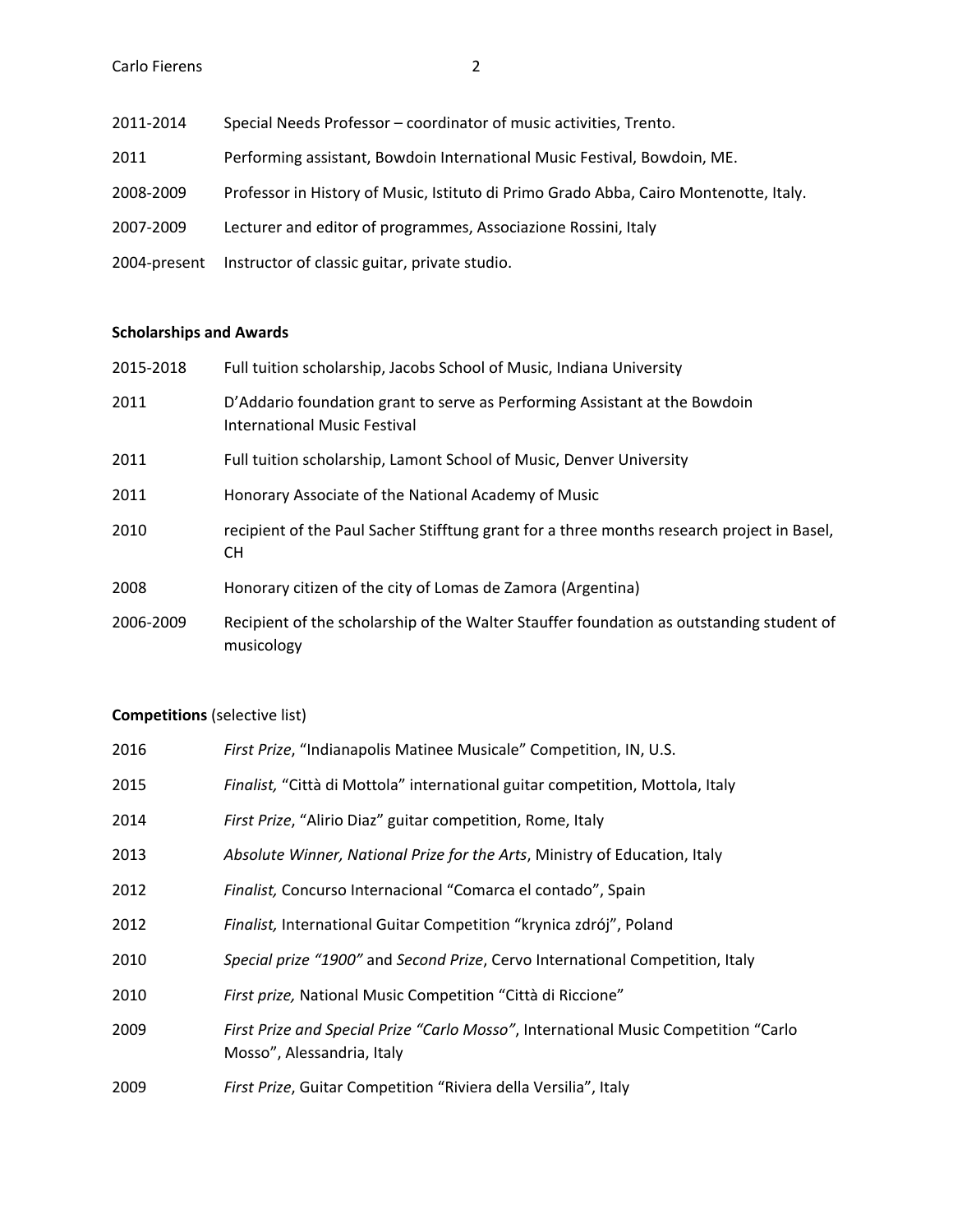2011-2014 Special Needs Professor – coordinator of music activities, Trento.

2011 Performing assistant, Bowdoin International Music Festival, Bowdoin, ME.

2008-2009 Professor in History of Music, Istituto di Primo Grado Abba, Cairo Montenotte, Italy.

2007-2009 Lecturer and editor of programmes, Associazione Rossini, Italy

2004-present Instructor of classic guitar, private studio.

**Scholarships and Awards**

2015-2018 Full tuition scholarship, Jacobs School of Music, Indiana University

2011 D'Addario foundation grant to serve as Performing Assistant at the Bowdoin International Music Festival

2011 Full tuition scholarship, Lamont School of Music, Denver University

2011 Honorary Associate of the National Academy of Music

2010 recipient of the Paul Sacher Stifftung grant for a three months research project in Basel, CH

2008 Honorary citizen of the city of Lomas de Zamora (Argentina)

2006-2009 Recipient of the scholarship of the Walter Stauffer foundation as outstanding student of musicology

**Competitions** (selective list)

2016 *First Prize*, "Indianapolis Matinee Musicale" Competition, IN, U.S.

2015 *Finalist,* "Città di Mottola" international guitar competition, Mottola, Italy

2014 *First Prize*, "Alirio Diaz" guitar competition, Rome, Italy

2013 *Absolute Winner, National Prize for the Arts*, Ministry of Education, Italy

2012 *Finalist,* Concurso Internacional "Comarca el contado", Spain

2012 *Finalist,* International Guitar Competition "krynica zdrój", Poland

2010 *Special prize "1900"* and *Second Prize*, Cervo International Competition, Italy

2010 *First prize,* National Music Competition "Città di Riccione"

2009 *First Prize and Special Prize "Carlo Mosso"*, International Music Competition "Carlo Mosso", Alessandria, Italy

2009 *First Prize*, Guitar Competition "Riviera della Versilia", Italy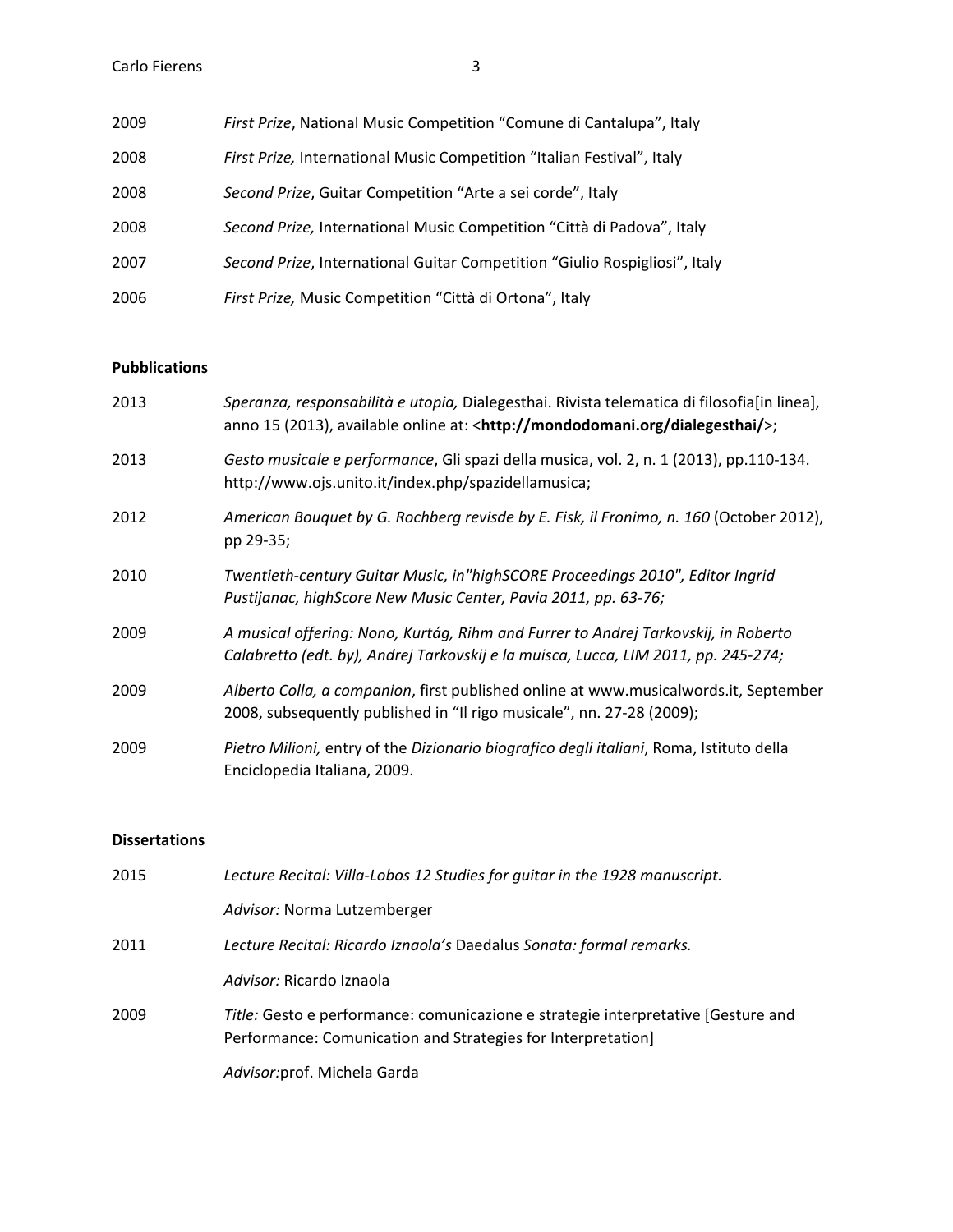2009 *First Prize*, National Music Competition “Comune di Cantalupa”, Italy

2008 *First Prize,* International Music Competition “Italian Festival”, Italy

2008 *Second Prize*, Guitar Competition “Arte a sei corde”, Italy

2008 *Second Prize,* International Music Competition “Città di Padova”, Italy

2007 *Second Prize*, International Guitar Competition “Giulio Rospigliosi”, Italy

2006 *First Prize,* Music Competition “Città di Ortona”, Italy

**Pubblications**

2013 *Speranza, responsabilità e utopia,* Dialegesthai. Rivista telematica di filosofia[in linea], anno 15 (2013), available online at: <**http://mondodomani.org/dialegesthai/**>;

2013 *Gesto musicale e performance*, Gli spazi della musica, vol. 2, n. 1 (2013), pp.110-134. http://www.ojs.unito.it/index.php/spazidellamusica;

2012 *American Bouquet by G. Rochberg revisde by E. Fisk, il Fronimo, n. 160* (October 2012), pp 29-35;

2010 *Twentieth-century Guitar Music, in"highSCORE Proceedings 2010", Editor Ingrid Pustijanac, highScore New Music Center, Pavia 2011, pp. 63-76;*

2009 *A musical offering: Nono, Kurtág, Rihm and Furrer to Andrej Tarkovskij, in Roberto Calabretto (edt. by), Andrej Tarkovskij e la muisca, Lucca, LIM 2011, pp. 245-274;*

2009 *Alberto Colla, a companion*, first published online at www.musicalwords.it, September 2008, subsequently published in “Il rigo musicale”, nn. 27-28 (2009);

2009 *Pietro Milioni,* entry of the *Dizionario biografico degli italiani*, Roma, Istituto della Enciclopedia Italiana, 2009.

**Dissertations**

2015 *Lecture Recital: Villa-Lobos 12 Studies for guitar in the 1928 manuscript.*

*Advisor:* Norma Lutzemberger

2011 *Lecture Recital: Ricardo Iznaola’s* Daedalus *Sonata: formal remarks.*

*Advisor:* Ricardo Iznaola

2009 *Title:* Gesto e performance: comunicazione e strategie interpretative [Gesture and Performance: Comunication and Strategies for Interpretation]

*Advisor:*prof. Michela Garda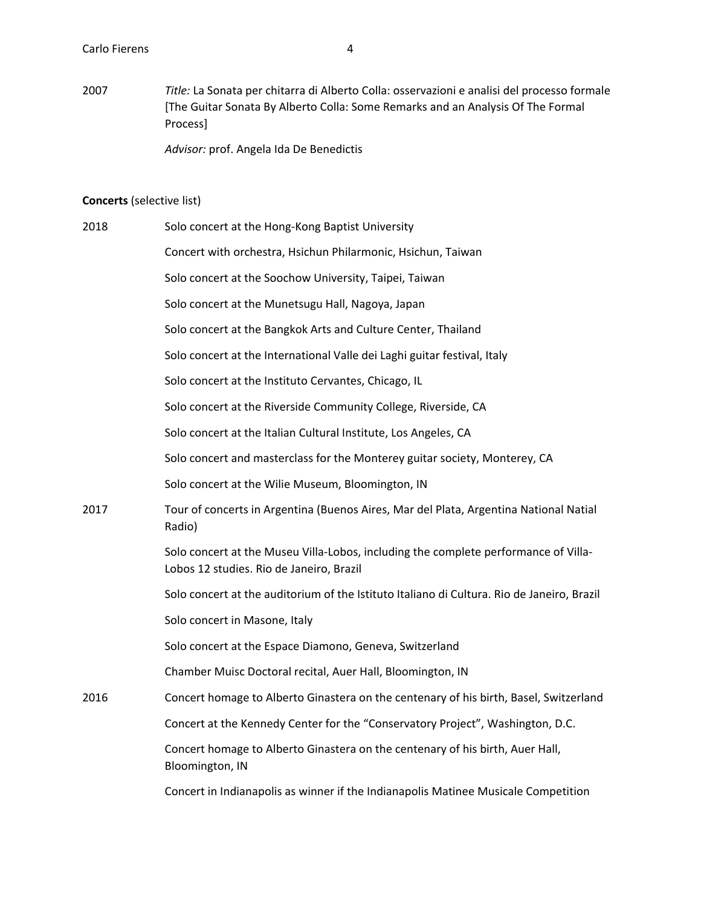2007 *Title:* La Sonata per chitarra di Alberto Colla: osservazioni e analisi del processo formale [The Guitar Sonata By Alberto Colla: Some Remarks and an Analysis Of The Formal Process]

*Advisor:* prof. Angela Ida De Benedictis

**Concerts** (selective list)

2018

- Solo concert at the Hong-Kong Baptist University
- Concert with orchestra, Hsichun Philarmonic, Hsichun, Taiwan
- Solo concert at the Soochow University, Taipei, Taiwan
- Solo concert at the Munetsugu Hall, Nagoya, Japan
- Solo concert at the Bangkok Arts and Culture Center, Thailand
- Solo concert at the International Valle dei Laghi guitar festival, Italy
- Solo concert at the Instituto Cervantes, Chicago, IL
- Solo concert at the Riverside Community College, Riverside, CA
- Solo concert at the Italian Cultural Institute, Los Angeles, CA
- Solo concert and masterclass for the Monterey guitar society, Monterey, CA
- Solo concert at the Wilie Museum, Bloomington, IN

2017

- Tour of concerts in Argentina (Buenos Aires, Mar del Plata, Argentina National Natial Radio)
- Solo concert at the Museu Villa-Lobos, including the complete performance of Villa-Lobos 12 studies. Rio de Janeiro, Brazil
- Solo concert at the auditorium of the Istituto Italiano di Cultura. Rio de Janeiro, Brazil
- Solo concert in Masone, Italy
- Solo concert at the Espace Diamono, Geneva, Switzerland
- Chamber Muisc Doctoral recital, Auer Hall, Bloomington, IN

2016

- Concert homage to Alberto Ginastera on the centenary of his birth, Basel, Switzerland
- Concert at the Kennedy Center for the "Conservatory Project", Washington, D.C.
- Concert homage to Alberto Ginastera on the centenary of his birth, Auer Hall, Bloomington, IN
- Concert in Indianapolis as winner if the Indianapolis Matinee Musicale Competition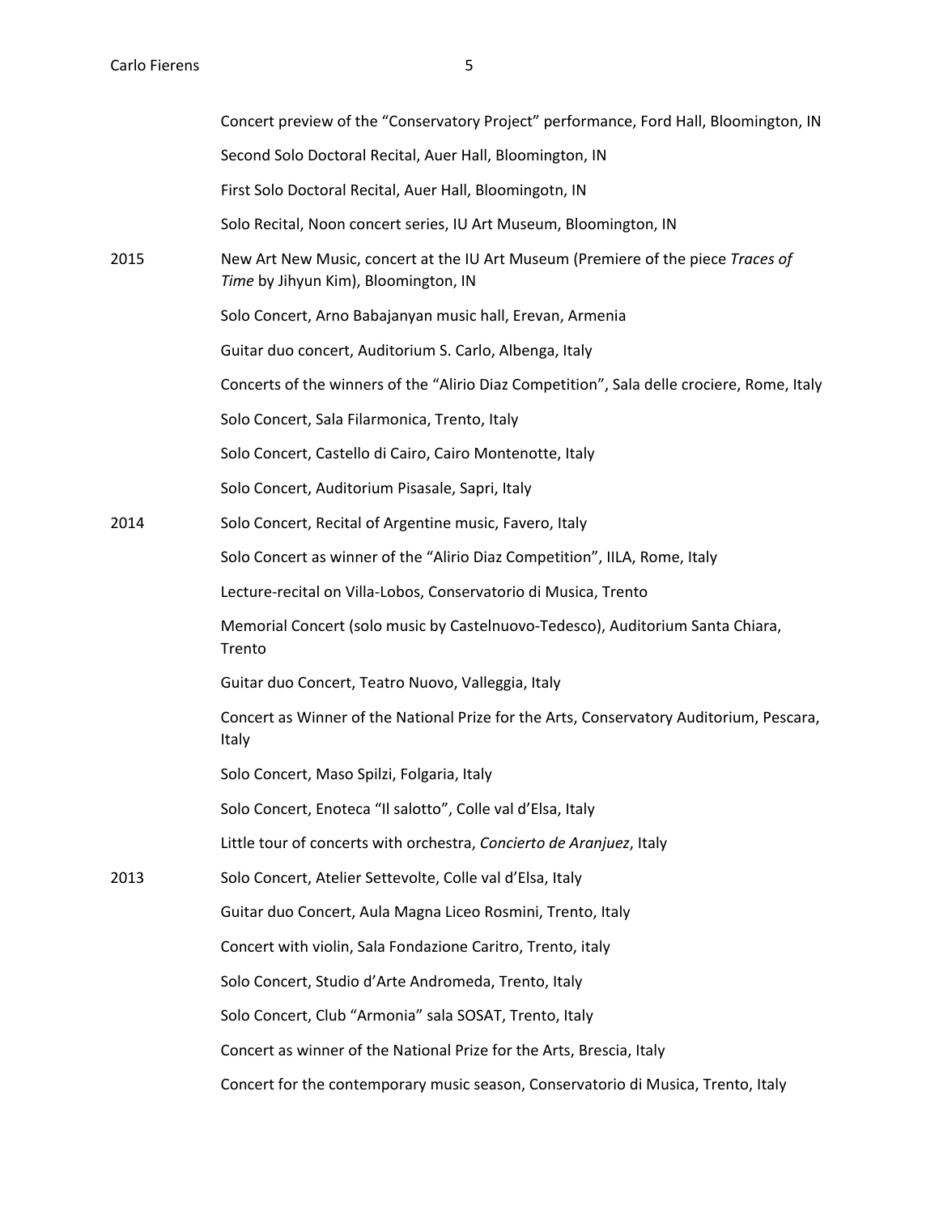Concert preview of the "Conservatory Project" performance, Ford Hall, Bloomington, IN

Second Solo Doctoral Recital, Auer Hall, Bloomington, IN

First Solo Doctoral Recital, Auer Hall, Bloomingotn, IN

Solo Recital, Noon concert series, IU Art Museum, Bloomington, IN

**2015**

New Art New Music, concert at the IU Art Museum (Premiere of the piece *Traces of Time* by Jihyun Kim), Bloomington, IN

Solo Concert, Arno Babajanyan music hall, Erevan, Armenia

Guitar duo concert, Auditorium S. Carlo, Albenga, Italy

Concerts of the winners of the "Alirio Diaz Competition", Sala delle crociere, Rome, Italy

Solo Concert, Sala Filarmonica, Trento, Italy

Solo Concert, Castello di Cairo, Cairo Montenotte, Italy

Solo Concert, Auditorium Pisasale, Sapri, Italy

**2014**

Solo Concert, Recital of Argentine music, Favero, Italy

Solo Concert as winner of the "Alirio Diaz Competition", IILA, Rome, Italy

Lecture-recital on Villa-Lobos, Conservatorio di Musica, Trento

Memorial Concert (solo music by Castelnuovo-Tedesco), Auditorium Santa Chiara, Trento

Guitar duo Concert, Teatro Nuovo, Valleggia, Italy

Concert as Winner of the National Prize for the Arts, Conservatory Auditorium, Pescara, Italy

Solo Concert, Maso Spilzi, Folgaria, Italy

Solo Concert, Enoteca "Il salotto", Colle val d'Elsa, Italy

Little tour of concerts with orchestra, *Concierto de Aranjuez*, Italy

**2013**

Solo Concert, Atelier Settevolte, Colle val d'Elsa, Italy

Guitar duo Concert, Aula Magna Liceo Rosmini, Trento, Italy

Concert with violin, Sala Fondazione Caritro, Trento, italy

Solo Concert, Studio d'Arte Andromeda, Trento, Italy

Solo Concert, Club "Armonia" sala SOSAT, Trento, Italy

Concert as winner of the National Prize for the Arts, Brescia, Italy

Concert for the contemporary music season, Conservatorio di Musica, Trento, Italy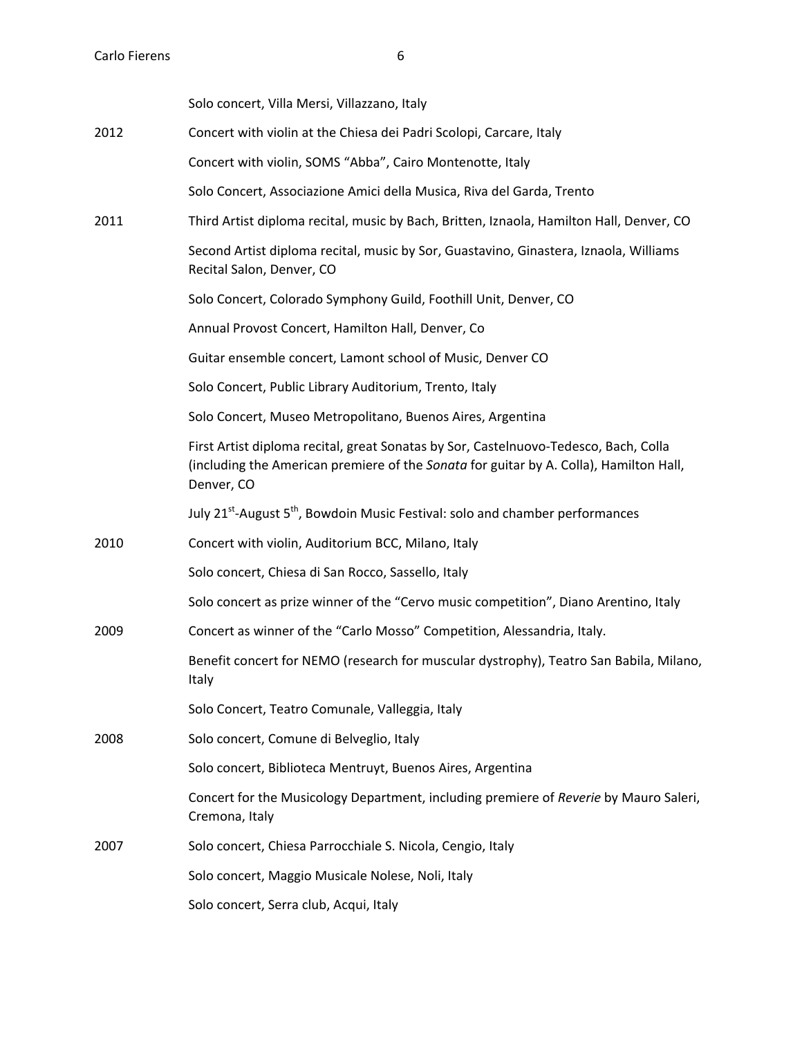Solo concert, Villa Mersi, Villazzano, Italy

2012 Concert with violin at the Chiesa dei Padri Scolopi, Carcare, Italy

Concert with violin, SOMS "Abba", Cairo Montenotte, Italy

Solo Concert, Associazione Amici della Musica, Riva del Garda, Trento

2011 Third Artist diploma recital, music by Bach, Britten, Iznaola, Hamilton Hall, Denver, CO

Second Artist diploma recital, music by Sor, Guastavino, Ginastera, Iznaola, Williams Recital Salon, Denver, CO

Solo Concert, Colorado Symphony Guild, Foothill Unit, Denver, CO

Annual Provost Concert, Hamilton Hall, Denver, Co

Guitar ensemble concert, Lamont school of Music, Denver CO

Solo Concert, Public Library Auditorium, Trento, Italy

Solo Concert, Museo Metropolitano, Buenos Aires, Argentina

First Artist diploma recital, great Sonatas by Sor, Castelnuovo-Tedesco, Bach, Colla (including the American premiere of the *Sonata* for guitar by A. Colla), Hamilton Hall, Denver, CO

July 21st-August 5th, Bowdoin Music Festival: solo and chamber performances

2010 Concert with violin, Auditorium BCC, Milano, Italy

Solo concert, Chiesa di San Rocco, Sassello, Italy

Solo concert as prize winner of the "Cervo music competition", Diano Arentino, Italy

2009 Concert as winner of the "Carlo Mosso" Competition, Alessandria, Italy.

Benefit concert for NEMO (research for muscular dystrophy), Teatro San Babila, Milano, Italy

Solo Concert, Teatro Comunale, Valleggia, Italy

2008 Solo concert, Comune di Belveglio, Italy

Solo concert, Biblioteca Mentruyt, Buenos Aires, Argentina

Concert for the Musicology Department, including premiere of *Reverie* by Mauro Saleri, Cremona, Italy

2007 Solo concert, Chiesa Parrocchiale S. Nicola, Cengio, Italy

Solo concert, Maggio Musicale Nolese, Noli, Italy

Solo concert, Serra club, Acqui, Italy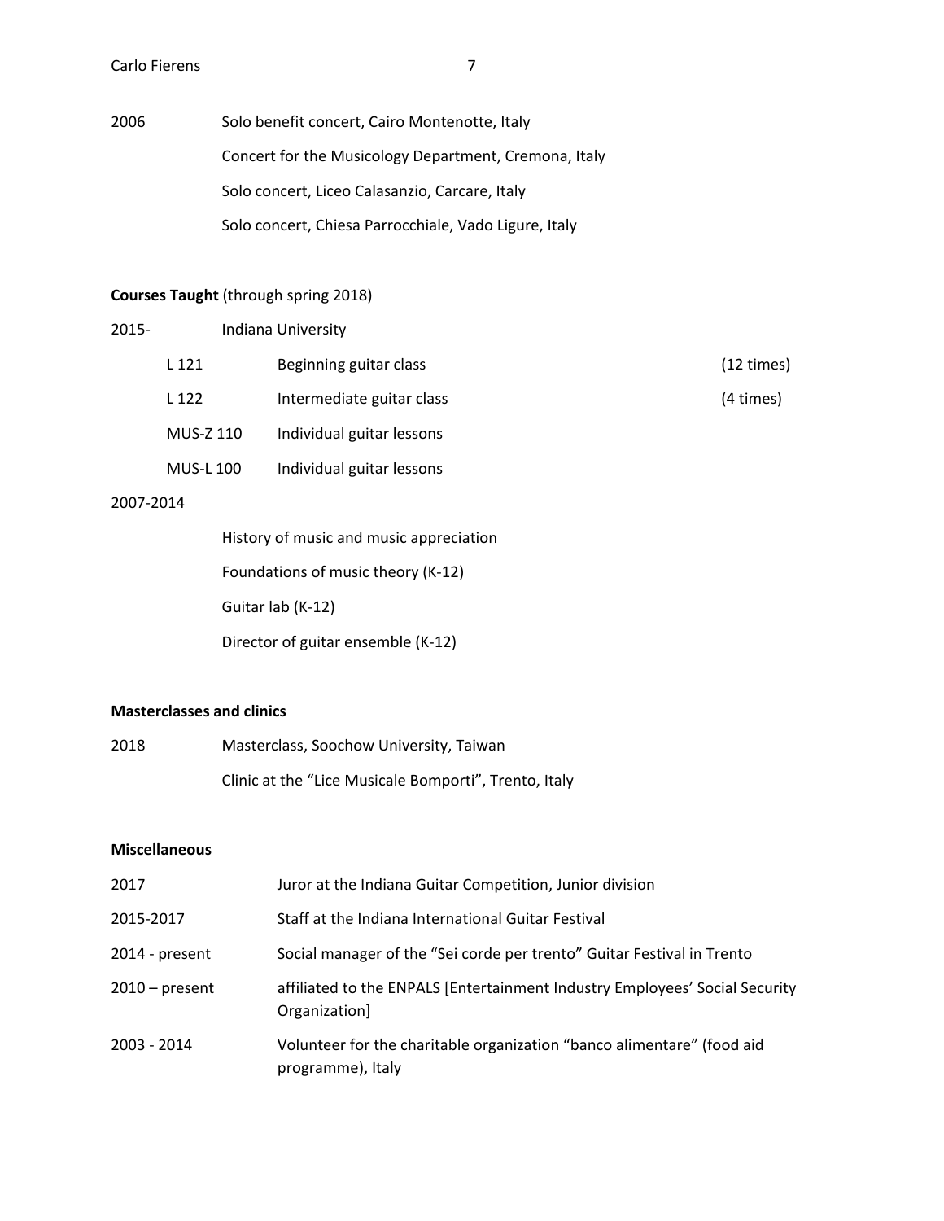| | |
|---|---|
| 2006 | Solo benefit concert, Cairo Montenotte, Italy |
| | Concert for the Musicology Department, Cremona, Italy |
| | Solo concert, Liceo Calasanzio, Carcare, Italy |
| | Solo concert, Chiesa Parrocchiale, Vado Ligure, Italy |

**Courses Taught** (through spring 2018)

2015- Indiana University

| | | |
|---|---|---|
| L 121 | Beginning guitar class | (12 times) |
| L 122 | Intermediate guitar class | (4 times) |
| MUS-Z 110 | Individual guitar lessons | |
| MUS-L 100 | Individual guitar lessons | |

2007-2014

- History of music and music appreciation
- Foundations of music theory (K-12)
- Guitar lab (K-12)
- Director of guitar ensemble (K-12)

**Masterclasses and clinics**

| | |
|---|---|
| 2018 | Masterclass, Soochow University, Taiwan |
| | Clinic at the "Lice Musicale Bomporti", Trento, Italy |

**Miscellaneous**

| | |
|---|---|
| 2017 | Juror at the Indiana Guitar Competition, Junior division |
| 2015-2017 | Staff at the Indiana International Guitar Festival |
| 2014 - present | Social manager of the "Sei corde per trento" Guitar Festival in Trento |
| 2010 – present | affiliated to the ENPALS [Entertainment Industry Employees' Social Security Organization] |
| 2003 - 2014 | Volunteer for the charitable organization "banco alimentare" (food aid programme), Italy |